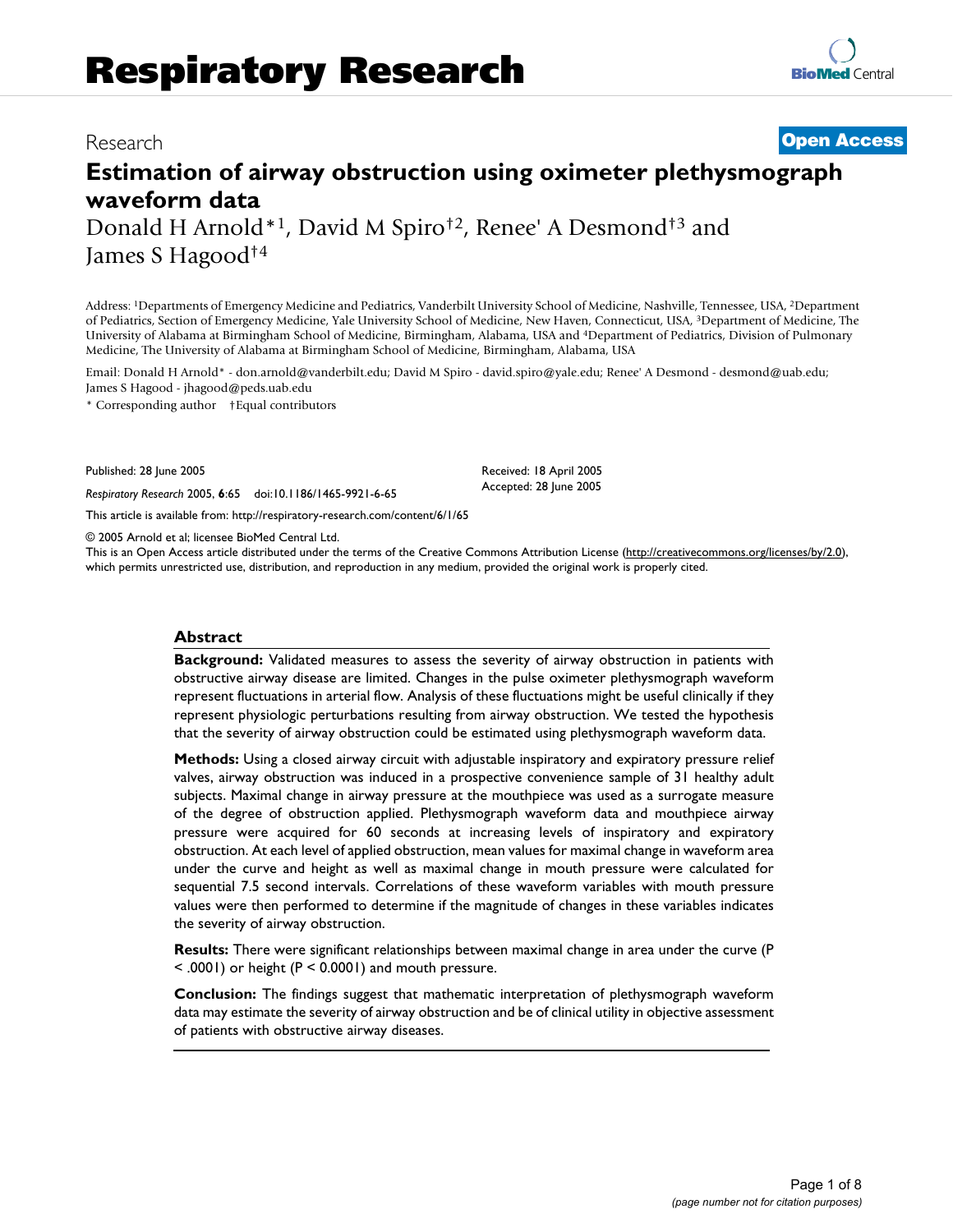Research

Open Access

# Estimation of airway obstruction using oximeter plethysmograph waveform data

Donald H Arnold*[1], David M Spiro†[2], Renee' A Desmond†[3] and James S Hagood†[4]

Address: [1]Departments of Emergency Medicine and Pediatrics, Vanderbilt University School of Medicine, Nashville, Tennessee, USA, [2]Department of Pediatrics, Section of Emergency Medicine, Yale University School of Medicine, New Haven, Connecticut, USA, [3]Department of Medicine, The University of Alabama at Birmingham School of Medicine, Birmingham, Alabama, USA and [4]Department of Pediatrics, Division of Pulmonary Medicine, The University of Alabama at Birmingham School of Medicine, Birmingham, Alabama, USA

Email: Donald H Arnold* - don.arnold@vanderbilt.edu; David M Spiro - david.spiro@yale.edu; Renee' A Desmond - desmond@uab.edu; James S Hagood - jhagood@peds.uab.edu

\* Corresponding author †Equal contributors

Published: 28 June 2005

*Respiratory Research* 2005, **6**:65 doi:10.1186/1465-9921-6-65

Received: 18 April 2005
Accepted: 28 June 2005

This article is available from: http://respiratory-research.com/content/6/1/65

© 2005 Arnold et al; licensee BioMed Central Ltd.
This is an Open Access article distributed under the terms of the Creative Commons Attribution License (http://creativecommons.org/licenses/by/2.0), which permits unrestricted use, distribution, and reproduction in any medium, provided the original work is properly cited.

## Abstract

**Background:** Validated measures to assess the severity of airway obstruction in patients with obstructive airway disease are limited. Changes in the pulse oximeter plethysmograph waveform represent fluctuations in arterial flow. Analysis of these fluctuations might be useful clinically if they represent physiologic perturbations resulting from airway obstruction. We tested the hypothesis that the severity of airway obstruction could be estimated using plethysmograph waveform data.

**Methods:** Using a closed airway circuit with adjustable inspiratory and expiratory pressure relief valves, airway obstruction was induced in a prospective convenience sample of 31 healthy adult subjects. Maximal change in airway pressure at the mouthpiece was used as a surrogate measure of the degree of obstruction applied. Plethysmograph waveform data and mouthpiece airway pressure were acquired for 60 seconds at increasing levels of inspiratory and expiratory obstruction. At each level of applied obstruction, mean values for maximal change in waveform area under the curve and height as well as maximal change in mouth pressure were calculated for sequential 7.5 second intervals. Correlations of these waveform variables with mouth pressure values were then performed to determine if the magnitude of changes in these variables indicates the severity of airway obstruction.

**Results:** There were significant relationships between maximal change in area under the curve ($P < .0001$) or height ($P < 0.0001$) and mouth pressure.

**Conclusion:** The findings suggest that mathematic interpretation of plethysmograph waveform data may estimate the severity of airway obstruction and be of clinical utility in objective assessment of patients with obstructive airway diseases.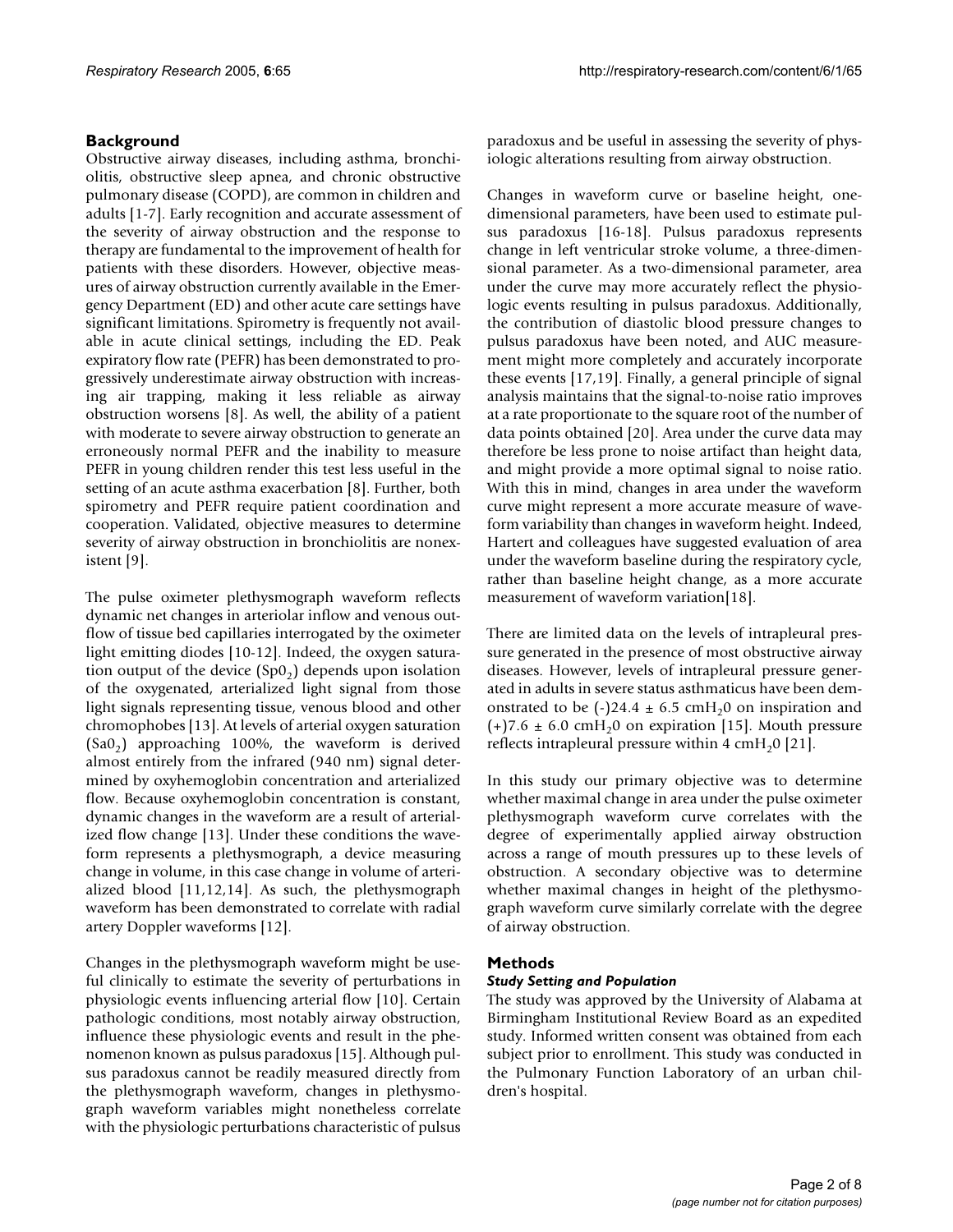## Background

Obstructive airway diseases, including asthma, bronchiolitis, obstructive sleep apnea, and chronic obstructive pulmonary disease (COPD), are common in children and adults [1-7]. Early recognition and accurate assessment of the severity of airway obstruction and the response to therapy are fundamental to the improvement of health for patients with these disorders. However, objective measures of airway obstruction currently available in the Emergency Department (ED) and other acute care settings have significant limitations. Spirometry is frequently not available in acute clinical settings, including the ED. Peak expiratory flow rate (PEFR) has been demonstrated to progressively underestimate airway obstruction with increasing air trapping, making it less reliable as airway obstruction worsens [8]. As well, the ability of a patient with moderate to severe airway obstruction to generate an erroneously normal PEFR and the inability to measure PEFR in young children render this test less useful in the setting of an acute asthma exacerbation [8]. Further, both spirometry and PEFR require patient coordination and cooperation. Validated, objective measures to determine severity of airway obstruction in bronchiolitis are nonexistent [9].

The pulse oximeter plethysmograph waveform reflects dynamic net changes in arteriolar inflow and venous outflow of tissue bed capillaries interrogated by the oximeter light emitting diodes [10-12]. Indeed, the oxygen saturation output of the device ($Sp0_2$) depends upon isolation of the oxygenated, arterialized light signal from those light signals representing tissue, venous blood and other chromophobes [13]. At levels of arterial oxygen saturation ($Sa0_2$) approaching 100%, the waveform is derived almost entirely from the infrared (940 nm) signal determined by oxyhemoglobin concentration and arterialized flow. Because oxyhemoglobin concentration is constant, dynamic changes in the waveform are a result of arterialized flow change [13]. Under these conditions the waveform represents a plethysmograph, a device measuring change in volume, in this case change in volume of arterialized blood [11,12,14]. As such, the plethysmograph waveform has been demonstrated to correlate with radial artery Doppler waveforms [12].

Changes in the plethysmograph waveform might be useful clinically to estimate the severity of perturbations in physiologic events influencing arterial flow [10]. Certain pathologic conditions, most notably airway obstruction, influence these physiologic events and result in the phenomenon known as pulsus paradoxus [15]. Although pulsus paradoxus cannot be readily measured directly from the plethysmograph waveform, changes in plethysmograph waveform variables might nonetheless correlate with the physiologic perturbations characteristic of pulsus paradoxus and be useful in assessing the severity of physiologic alterations resulting from airway obstruction.

Changes in waveform curve or baseline height, one-dimensional parameters, have been used to estimate pulsus paradoxus [16-18]. Pulsus paradoxus represents change in left ventricular stroke volume, a three-dimensional parameter. As a two-dimensional parameter, area under the curve may more accurately reflect the physiologic events resulting in pulsus paradoxus. Additionally, the contribution of diastolic blood pressure changes to pulsus paradoxus have been noted, and AUC measurement might more completely and accurately incorporate these events [17,19]. Finally, a general principle of signal analysis maintains that the signal-to-noise ratio improves at a rate proportionate to the square root of the number of data points obtained [20]. Area under the curve data may therefore be less prone to noise artifact than height data, and might provide a more optimal signal to noise ratio. With this in mind, changes in area under the waveform curve might represent a more accurate measure of waveform variability than changes in waveform height. Indeed, Hartert and colleagues have suggested evaluation of area under the waveform baseline during the respiratory cycle, rather than baseline height change, as a more accurate measurement of waveform variation[18].

There are limited data on the levels of intrapleural pressure generated in the presence of most obstructive airway diseases. However, levels of intrapleural pressure generated in adults in severe status asthmaticus have been demonstrated to be (-)24.4 ± 6.5 $cmH_20$ on inspiration and (+)7.6 ± 6.0 $cmH_20$ on expiration [15]. Mouth pressure reflects intrapleural pressure within 4 $cmH_20$ [21].

In this study our primary objective was to determine whether maximal change in area under the pulse oximeter plethysmograph waveform curve correlates with the degree of experimentally applied airway obstruction across a range of mouth pressures up to these levels of obstruction. A secondary objective was to determine whether maximal changes in height of the plethysmograph waveform curve similarly correlate with the degree of airway obstruction.

## Methods

### *Study Setting and Population*

The study was approved by the University of Alabama at Birmingham Institutional Review Board as an expedited study. Informed written consent was obtained from each subject prior to enrollment. This study was conducted in the Pulmonary Function Laboratory of an urban children's hospital.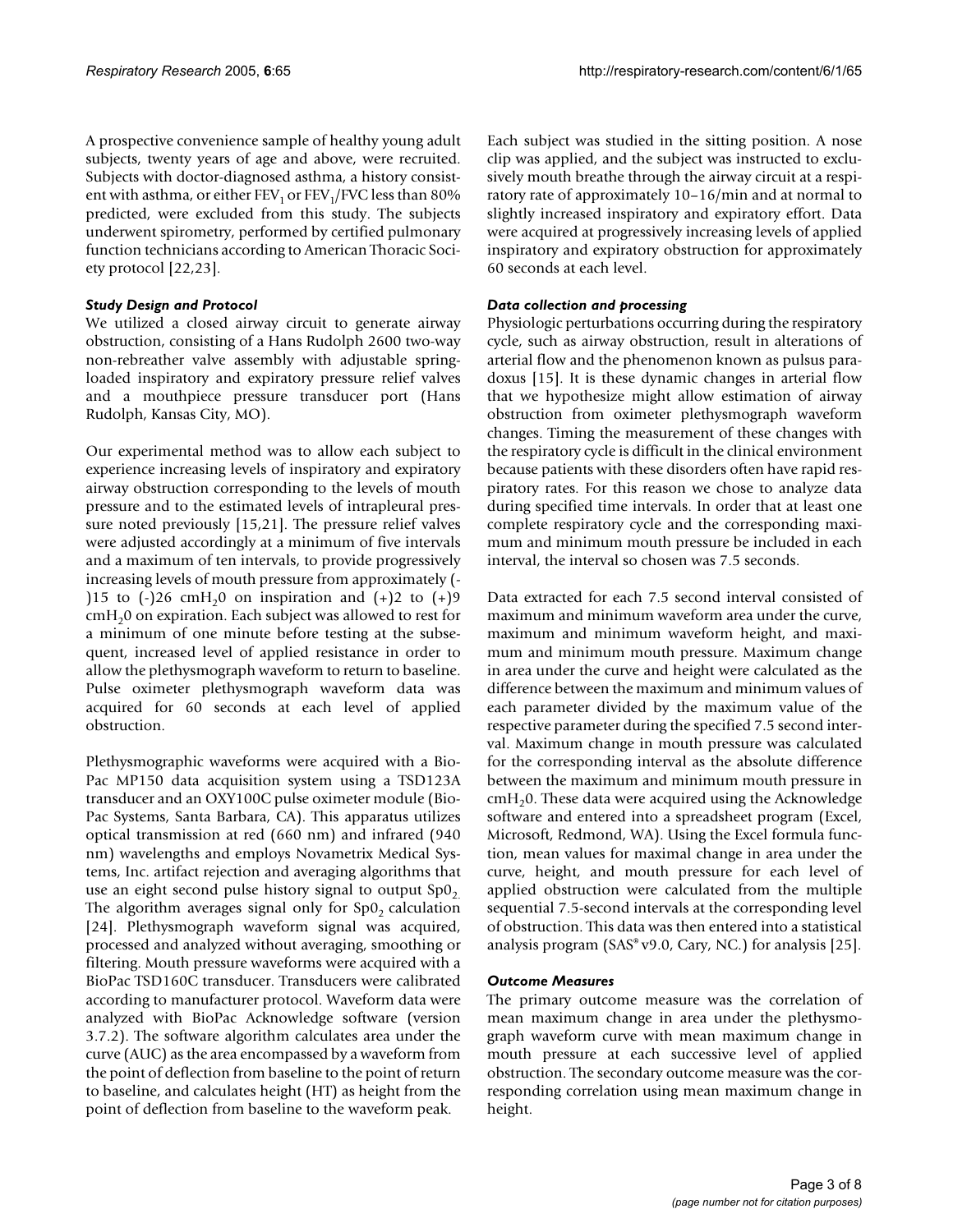A prospective convenience sample of healthy young adult subjects, twenty years of age and above, were recruited. Subjects with doctor-diagnosed asthma, a history consistent with asthma, or either $FEV_1$ or $FEV_1$/FVC less than 80% predicted, were excluded from this study. The subjects underwent spirometry, performed by certified pulmonary function technicians according to American Thoracic Society protocol [22,23].

### *Study Design and Protocol*

We utilized a closed airway circuit to generate airway obstruction, consisting of a Hans Rudolph 2600 two-way non-rebreather valve assembly with adjustable spring-loaded inspiratory and expiratory pressure relief valves and a mouthpiece pressure transducer port (Hans Rudolph, Kansas City, MO).

Our experimental method was to allow each subject to experience increasing levels of inspiratory and expiratory airway obstruction corresponding to the levels of mouth pressure and to the estimated levels of intrapleural pressure noted previously [15,21]. The pressure relief valves were adjusted accordingly at a minimum of five intervals and a maximum of ten intervals, to provide progressively increasing levels of mouth pressure from approximately (-)15 to (-)26 $cmH_20$ on inspiration and (+)2 to (+)9 $cmH_20$ on expiration. Each subject was allowed to rest for a minimum of one minute before testing at the subsequent, increased level of applied resistance in order to allow the plethysmograph waveform to return to baseline. Pulse oximeter plethysmograph waveform data was acquired for 60 seconds at each level of applied obstruction.

Plethysmographic waveforms were acquired with a BioPac MP150 data acquisition system using a TSD123A transducer and an OXY100C pulse oximeter module (BioPac Systems, Santa Barbara, CA). This apparatus utilizes optical transmission at red (660 nm) and infrared (940 nm) wavelengths and employs Novametrix Medical Systems, Inc. artifact rejection and averaging algorithms that use an eight second pulse history signal to output $Sp0_2$. The algorithm averages signal only for $Sp0_2$ calculation [24]. Plethysmograph waveform signal was acquired, processed and analyzed without averaging, smoothing or filtering. Mouth pressure waveforms were acquired with a BioPac TSD160C transducer. Transducers were calibrated according to manufacturer protocol. Waveform data were analyzed with BioPac Acknowledge software (version 3.7.2). The software algorithm calculates area under the curve (AUC) as the area encompassed by a waveform from the point of deflection from baseline to the point of return to baseline, and calculates height (HT) as height from the point of deflection from baseline to the waveform peak.

Each subject was studied in the sitting position. A nose clip was applied, and the subject was instructed to exclusively mouth breathe through the airway circuit at a respiratory rate of approximately 10–16/min and at normal to slightly increased inspiratory and expiratory effort. Data were acquired at progressively increasing levels of applied inspiratory and expiratory obstruction for approximately 60 seconds at each level.

### *Data collection and processing*

Physiologic perturbations occurring during the respiratory cycle, such as airway obstruction, result in alterations of arterial flow and the phenomenon known as pulsus paradoxus [15]. It is these dynamic changes in arterial flow that we hypothesize might allow estimation of airway obstruction from oximeter plethysmograph waveform changes. Timing the measurement of these changes with the respiratory cycle is difficult in the clinical environment because patients with these disorders often have rapid respiratory rates. For this reason we chose to analyze data during specified time intervals. In order that at least one complete respiratory cycle and the corresponding maximum and minimum mouth pressure be included in each interval, the interval so chosen was 7.5 seconds.

Data extracted for each 7.5 second interval consisted of maximum and minimum waveform area under the curve, maximum and minimum waveform height, and maximum and minimum mouth pressure. Maximum change in area under the curve and height were calculated as the difference between the maximum and minimum values of each parameter divided by the maximum value of the respective parameter during the specified 7.5 second interval. Maximum change in mouth pressure was calculated for the corresponding interval as the absolute difference between the maximum and minimum mouth pressure in $cmH_20$. These data were acquired using the Acknowledge software and entered into a spreadsheet program (Excel, Microsoft, Redmond, WA). Using the Excel formula function, mean values for maximal change in area under the curve, height, and mouth pressure for each level of applied obstruction were calculated from the multiple sequential 7.5-second intervals at the corresponding level of obstruction. This data was then entered into a statistical analysis program (SAS® v9.0, Cary, NC.) for analysis [25].

### *Outcome Measures*

The primary outcome measure was the correlation of mean maximum change in area under the plethysmograph waveform curve with mean maximum change in mouth pressure at each successive level of applied obstruction. The secondary outcome measure was the corresponding correlation using mean maximum change in height.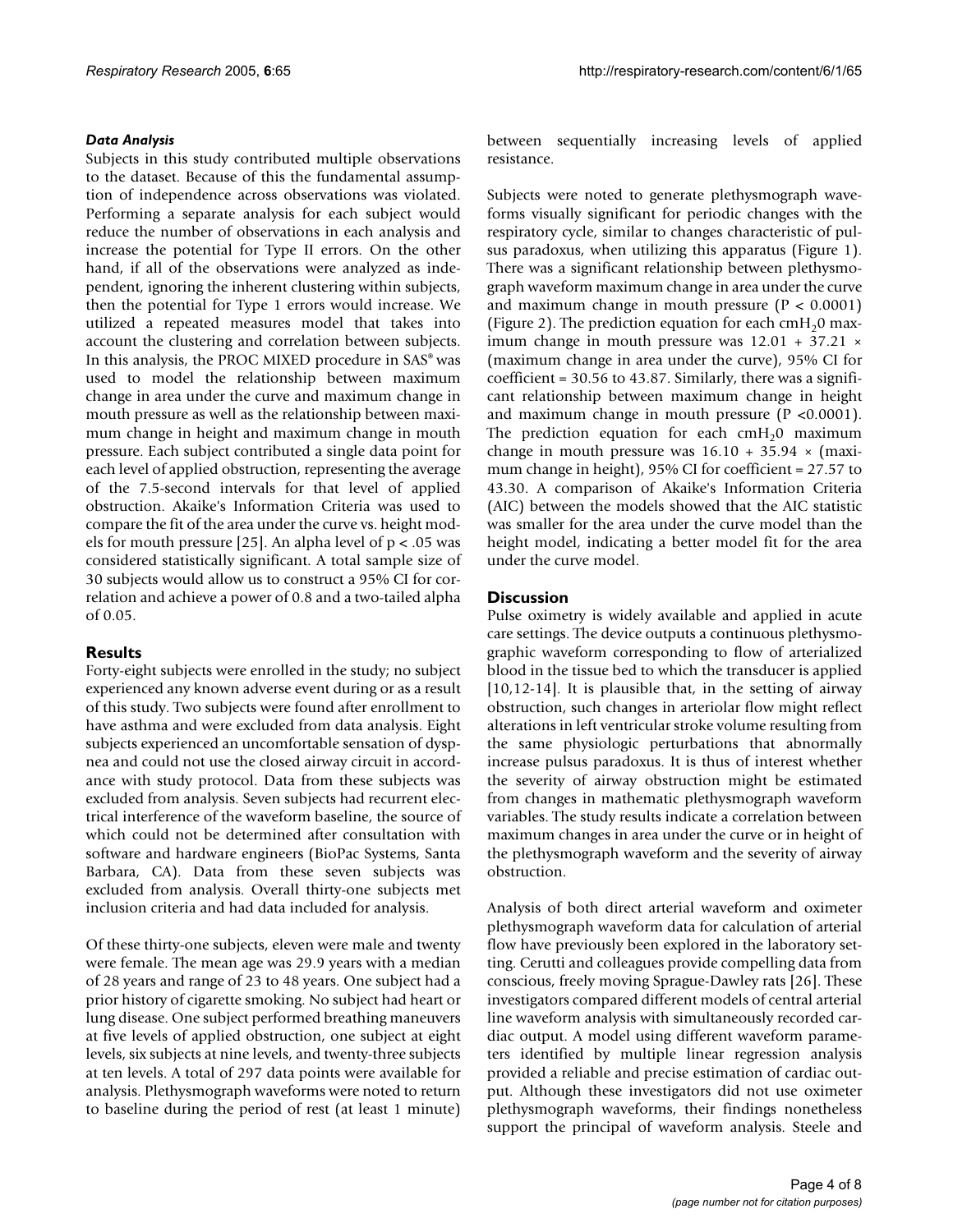### *Data Analysis*

Subjects in this study contributed multiple observations to the dataset. Because of this the fundamental assumption of independence across observations was violated. Performing a separate analysis for each subject would reduce the number of observations in each analysis and increase the potential for Type II errors. On the other hand, if all of the observations were analyzed as independent, ignoring the inherent clustering within subjects, then the potential for Type 1 errors would increase. We utilized a repeated measures model that takes into account the clustering and correlation between subjects. In this analysis, the PROC MIXED procedure in SAS® was used to model the relationship between maximum change in area under the curve and maximum change in mouth pressure as well as the relationship between maximum change in height and maximum change in mouth pressure. Each subject contributed a single data point for each level of applied obstruction, representing the average of the 7.5-second intervals for that level of applied obstruction. Akaike's Information Criteria was used to compare the fit of the area under the curve vs. height models for mouth pressure [25]. An alpha level of $p < .05$ was considered statistically significant. A total sample size of 30 subjects would allow us to construct a 95% CI for correlation and achieve a power of 0.8 and a two-tailed alpha of 0.05.

## Results

Forty-eight subjects were enrolled in the study; no subject experienced any known adverse event during or as a result of this study. Two subjects were found after enrollment to have asthma and were excluded from data analysis. Eight subjects experienced an uncomfortable sensation of dyspnea and could not use the closed airway circuit in accordance with study protocol. Data from these subjects was excluded from analysis. Seven subjects had recurrent electrical interference of the waveform baseline, the source of which could not be determined after consultation with software and hardware engineers (BioPac Systems, Santa Barbara, CA). Data from these seven subjects was excluded from analysis. Overall thirty-one subjects met inclusion criteria and had data included for analysis.

Of these thirty-one subjects, eleven were male and twenty were female. The mean age was 29.9 years with a median of 28 years and range of 23 to 48 years. One subject had a prior history of cigarette smoking. No subject had heart or lung disease. One subject performed breathing maneuvers at five levels of applied obstruction, one subject at eight levels, six subjects at nine levels, and twenty-three subjects at ten levels. A total of 297 data points were available for analysis. Plethysmograph waveforms were noted to return to baseline during the period of rest (at least 1 minute) between sequentially increasing levels of applied resistance.

Subjects were noted to generate plethysmograph waveforms visually significant for periodic changes with the respiratory cycle, similar to changes characteristic of pulsus paradoxus, when utilizing this apparatus (Figure 1). There was a significant relationship between plethysmograph waveform maximum change in area under the curve and maximum change in mouth pressure ($P < 0.0001$) (Figure 2). The prediction equation for each $cmH_20$ maximum change in mouth pressure was $12.01 + 37.21 \times$ (maximum change in area under the curve), 95% CI for coefficient = 30.56 to 43.87. Similarly, there was a significant relationship between maximum change in height and maximum change in mouth pressure ($P < 0.0001$). The prediction equation for each $cmH_20$ maximum change in mouth pressure was $16.10 + 35.94 \times$ (maximum change in height), 95% CI for coefficient = 27.57 to 43.30. A comparison of Akaike's Information Criteria (AIC) between the models showed that the AIC statistic was smaller for the area under the curve model than the height model, indicating a better model fit for the area under the curve model.

## Discussion

Pulse oximetry is widely available and applied in acute care settings. The device outputs a continuous plethysmographic waveform corresponding to flow of arterialized blood in the tissue bed to which the transducer is applied [10,12-14]. It is plausible that, in the setting of airway obstruction, such changes in arteriolar flow might reflect alterations in left ventricular stroke volume resulting from the same physiologic perturbations that abnormally increase pulsus paradoxus. It is thus of interest whether the severity of airway obstruction might be estimated from changes in mathematic plethysmograph waveform variables. The study results indicate a correlation between maximum changes in area under the curve or in height of the plethysmograph waveform and the severity of airway obstruction.

Analysis of both direct arterial waveform and oximeter plethysmograph waveform data for calculation of arterial flow have previously been explored in the laboratory setting. Cerutti and colleagues provide compelling data from conscious, freely moving Sprague-Dawley rats [26]. These investigators compared different models of central arterial line waveform analysis with simultaneously recorded cardiac output. A model using different waveform parameters identified by multiple linear regression analysis provided a reliable and precise estimation of cardiac output. Although these investigators did not use oximeter plethysmograph waveforms, their findings nonetheless support the principal of waveform analysis. Steele and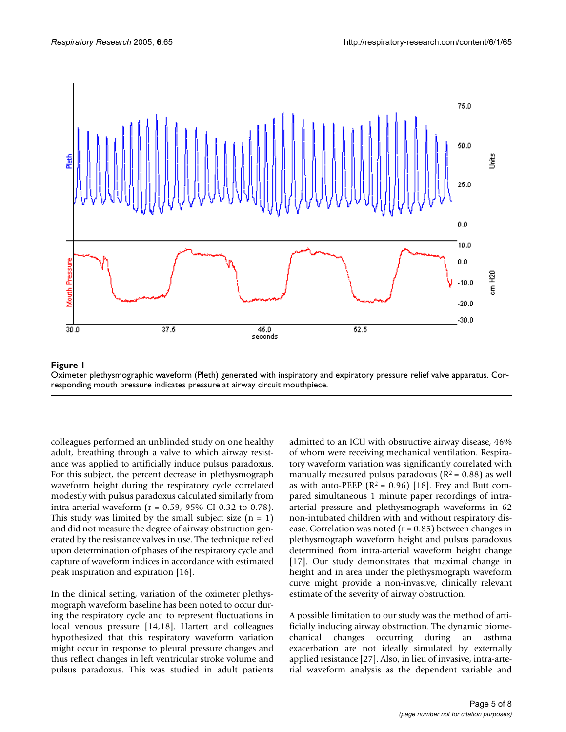**Figure 1**

Oximeter plethysmographic waveform (Pleth) generated with inspiratory and expiratory pressure relief valve apparatus. Corresponding mouth pressure indicates pressure at airway circuit mouthpiece.

colleagues performed an unblinded study on one healthy adult, breathing through a valve to which airway resistance was applied to artificially induce pulsus paradoxus. For this subject, the percent decrease in plethysmograph waveform height during the respiratory cycle correlated modestly with pulsus paradoxus calculated similarly from intra-arterial waveform (r = 0.59, 95% CI 0.32 to 0.78). This study was limited by the small subject size (n = 1) and did not measure the degree of airway obstruction generated by the resistance valves in use. The technique relied upon determination of phases of the respiratory cycle and capture of waveform indices in accordance with estimated peak inspiration and expiration [16].

In the clinical setting, variation of the oximeter plethysmograph waveform baseline has been noted to occur during the respiratory cycle and to represent fluctuations in local venous pressure [14,18]. Hartert and colleagues hypothesized that this respiratory waveform variation might occur in response to pleural pressure changes and thus reflect changes in left ventricular stroke volume and pulsus paradoxus. This was studied in adult patients admitted to an ICU with obstructive airway disease, 46% of whom were receiving mechanical ventilation. Respiratory waveform variation was significantly correlated with manually measured pulsus paradoxus ($R^2$ = 0.88) as well as with auto-PEEP ($R^2$ = 0.96) [18]. Frey and Butt compared simultaneous 1 minute paper recordings of intra-arterial pressure and plethysmograph waveforms in 62 non-intubated children with and without respiratory disease. Correlation was noted (r = 0.85) between changes in plethysmograph waveform height and pulsus paradoxus determined from intra-arterial waveform height change [17]. Our study demonstrates that maximal change in height and in area under the plethysmograph waveform curve might provide a non-invasive, clinically relevant estimate of the severity of airway obstruction.

A possible limitation to our study was the method of artificially inducing airway obstruction. The dynamic biomechanical changes occurring during an asthma exacerbation are not ideally simulated by externally applied resistance [27]. Also, in lieu of invasive, intra-arterial waveform analysis as the dependent variable and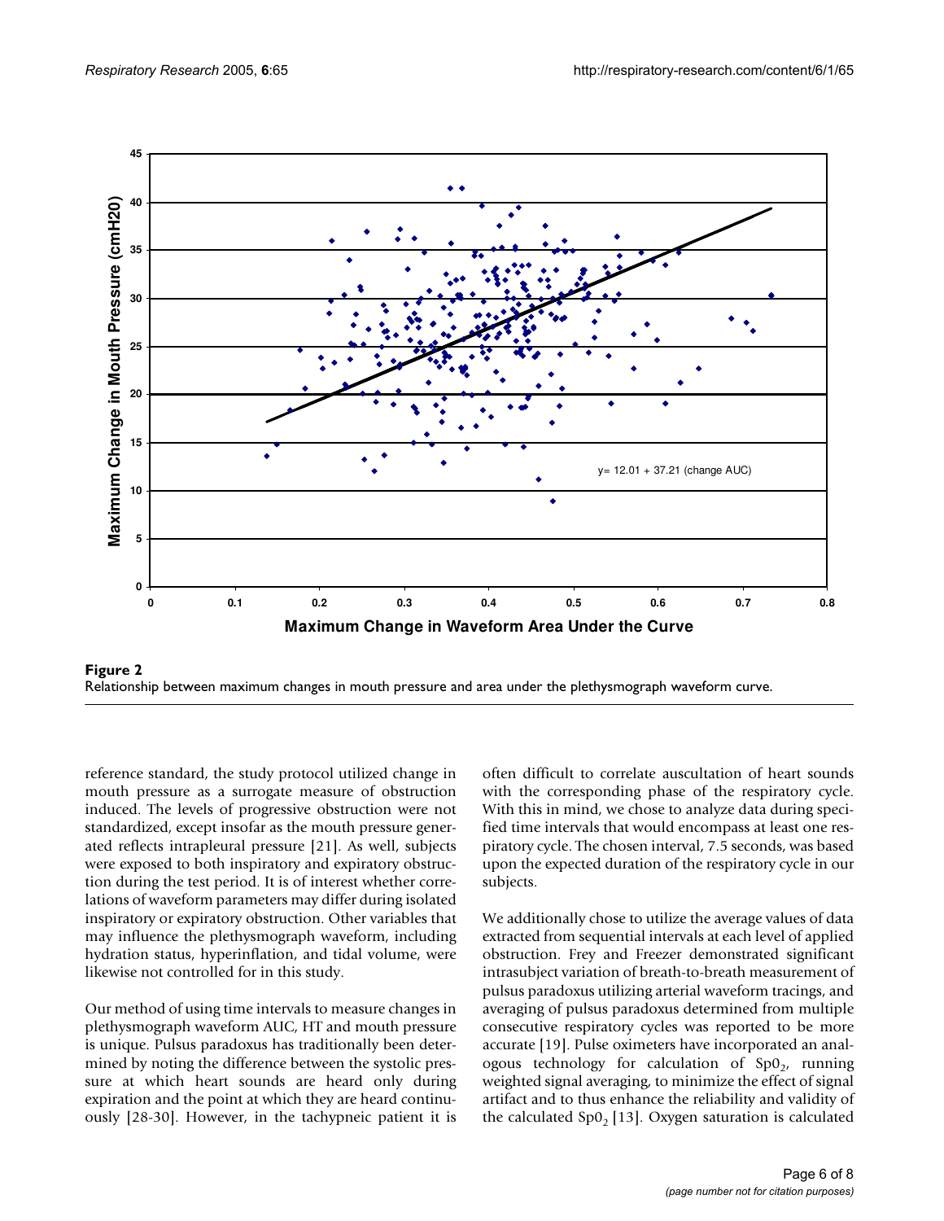**Figure 2**

Relationship between maximum changes in mouth pressure and area under the plethysmograph waveform curve.

reference standard, the study protocol utilized change in mouth pressure as a surrogate measure of obstruction induced. The levels of progressive obstruction were not standardized, except insofar as the mouth pressure generated reflects intrapleural pressure [21]. As well, subjects were exposed to both inspiratory and expiratory obstruction during the test period. It is of interest whether correlations of waveform parameters may differ during isolated inspiratory or expiratory obstruction. Other variables that may influence the plethysmograph waveform, including hydration status, hyperinflation, and tidal volume, were likewise not controlled for in this study.

Our method of using time intervals to measure changes in plethysmograph waveform AUC, HT and mouth pressure is unique. Pulsus paradoxus has traditionally been determined by noting the difference between the systolic pressure at which heart sounds are heard only during expiration and the point at which they are heard continuously [28-30]. However, in the tachypneic patient it is often difficult to correlate auscultation of heart sounds with the corresponding phase of the respiratory cycle. With this in mind, we chose to analyze data during specified time intervals that would encompass at least one respiratory cycle. The chosen interval, 7.5 seconds, was based upon the expected duration of the respiratory cycle in our subjects.

We additionally chose to utilize the average values of data extracted from sequential intervals at each level of applied obstruction. Frey and Freezer demonstrated significant intrasubject variation of breath-to-breath measurement of pulsus paradoxus utilizing arterial waveform tracings, and averaging of pulsus paradoxus determined from multiple consecutive respiratory cycles was reported to be more accurate [19]. Pulse oximeters have incorporated an analogous technology for calculation of $Sp0_2$, running weighted signal averaging, to minimize the effect of signal artifact and to thus enhance the reliability and validity of the calculated $Sp0_2$ [13]. Oxygen saturation is calculated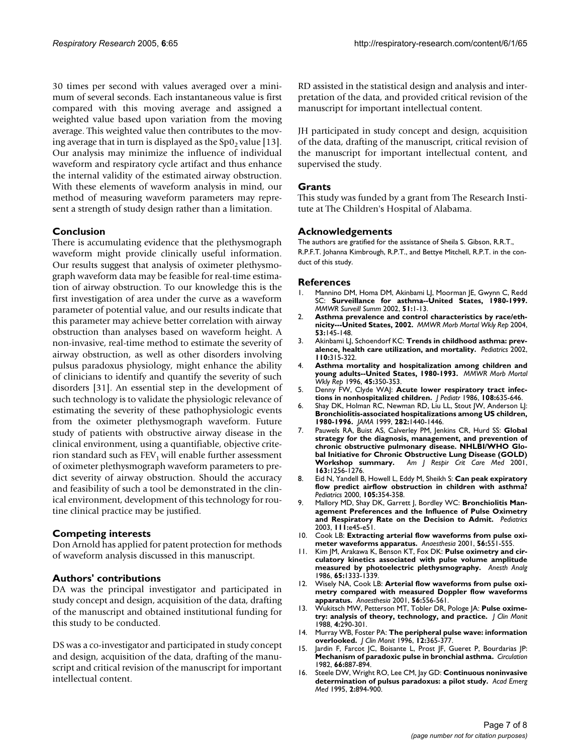30 times per second with values averaged over a minimum of several seconds. Each instantaneous value is first compared with this moving average and assigned a weighted value based upon variation from the moving average. This weighted value then contributes to the moving average that in turn is displayed as the $Sp0_2$ value [13]. Our analysis may minimize the influence of individual waveform and respiratory cycle artifact and thus enhance the internal validity of the estimated airway obstruction. With these elements of waveform analysis in mind, our method of measuring waveform parameters may represent a strength of study design rather than a limitation.

## Conclusion

There is accumulating evidence that the plethysmograph waveform might provide clinically useful information. Our results suggest that analysis of oximeter plethysmograph waveform data may be feasible for real-time estimation of airway obstruction. To our knowledge this is the first investigation of area under the curve as a waveform parameter of potential value, and our results indicate that this parameter may achieve better correlation with airway obstruction than analyses based on waveform height. A non-invasive, real-time method to estimate the severity of airway obstruction, as well as other disorders involving pulsus paradoxus physiology, might enhance the ability of clinicians to identify and quantify the severity of such disorders [31]. An essential step in the development of such technology is to validate the physiologic relevance of estimating the severity of these pathophysiologic events from the oximeter plethysmograph waveform. Future study of patients with obstructive airway disease in the clinical environment, using a quantifiable, objective criterion standard such as $FEV_1$ will enable further assessment of oximeter plethysmograph waveform parameters to predict severity of airway obstruction. Should the accuracy and feasibility of such a tool be demonstrated in the clinical environment, development of this technology for routine clinical practice may be justified.

## Competing interests

Don Arnold has applied for patent protection for methods of waveform analysis discussed in this manuscript.

## Authors' contributions

DA was the principal investigator and participated in study concept and design, acquisition of the data, drafting of the manuscript and obtained institutional funding for this study to be conducted.

DS was a co-investigator and participated in study concept and design, acquisition of the data, drafting of the manuscript and critical revision of the manuscript for important intellectual content.

RD assisted in the statistical design and analysis and interpretation of the data, and provided critical revision of the manuscript for important intellectual content.

JH participated in study concept and design, acquisition of the data, drafting of the manuscript, critical revision of the manuscript for important intellectual content, and supervised the study.

## Grants

This study was funded by a grant from The Research Institute at The Children's Hospital of Alabama.

## Acknowledgements

The authors are gratified for the assistance of Sheila S. Gibson, R.R.T., R.P.F.T. Johanna Kimbrough, R.P.T., and Bettye Mitchell, R.P.T. in the conduct of this study.

## References

1. Mannino DM, Homa DM, Akinbami LJ, Moorman JE, Gwynn C, Redd SC: **Surveillance for asthma--United States, 1980-1999.** *MMWR Surveill Summ* 2002, **51:**1-13.
2. **Asthma prevalence and control characteristics by race/ethnicity---United States, 2002.** *MMWR Morb Mortal Wkly Rep* 2004, **53:**145-148.
3. Akinbami LJ, Schoendorf KC: **Trends in childhood asthma: prevalence, health care utilization, and mortality.** *Pediatrics* 2002, **110:**315-322.
4. **Asthma mortality and hospitalization among children and young adults--United States, 1980-1993.** *MMWR Morb Mortal Wkly Rep* 1996, **45:**350-353.
5. Denny FW, Clyde WAJ: **Acute lower respiratory tract infections in nonhospitalized children.** *J Pediatr* 1986, **108:**635-646.
6. Shay DK, Holman RC, Newman RD, Liu LL, Stout JW, Anderson LJ: **Bronchiolitis-associated hospitalizations among US children, 1980-1996.** *JAMA* 1999, **282:**1440-1446.
7. Pauwels RA, Buist AS, Calverley PM, Jenkins CR, Hurd SS: **Global strategy for the diagnosis, management, and prevention of chronic obstructive pulmonary disease. NHLBI/WHO Global Initiative for Chronic Obstructive Lung Disease (GOLD) Workshop summary.** *Am J Respir Crit Care Med* 2001, **163:**1256-1276.
8. Eid N, Yandell B, Howell L, Eddy M, Sheikh S: **Can peak expiratory flow predict airflow obstruction in children with asthma?** *Pediatrics* 2000, **105:**354-358.
9. Mallory MD, Shay DK, Garrett J, Bordley WC: **Bronchiolitis Management Preferences and the Influence of Pulse Oximetry and Respiratory Rate on the Decision to Admit.** *Pediatrics* 2003, **111:**e45-e51.
10. Cook LB: **Extracting arterial flow waveforms from pulse oximeter waveforms apparatus.** *Anaesthesia* 2001, **56:**551-555.
11. Kim JM, Arakawa K, Benson KT, Fox DK: **Pulse oximetry and circulatory kinetics associated with pulse volume amplitude measured by photoelectric plethysmography.** *Anesth Analg* 1986, **65:**1333-1339.
12. Wisely NA, Cook LB: **Arterial flow waveforms from pulse oximetry compared with measured Doppler flow waveforms apparatus.** *Anaesthesia* 2001, **56:**556-561.
13. Wukitsch MW, Petterson MT, Tobler DR, Pologe JA: **Pulse oximetry: analysis of theory, technology, and practice.** *J Clin Monit* 1988, **4:**290-301.
14. Murray WB, Foster PA: **The peripheral pulse wave: information overlooked.** *J Clin Monit* 1996, **12:**365-377.
15. Jardin F, Farcot JC, Boisante L, Prost JF, Gueret P, Bourdarias JP: **Mechanism of paradoxic pulse in bronchial asthma.** *Circulation* 1982, **66:**887-894.
16. Steele DW, Wright RO, Lee CM, Jay GD: **Continuous noninvasive determination of pulsus paradoxus: a pilot study.** *Acad Emerg Med* 1995, **2:**894-900.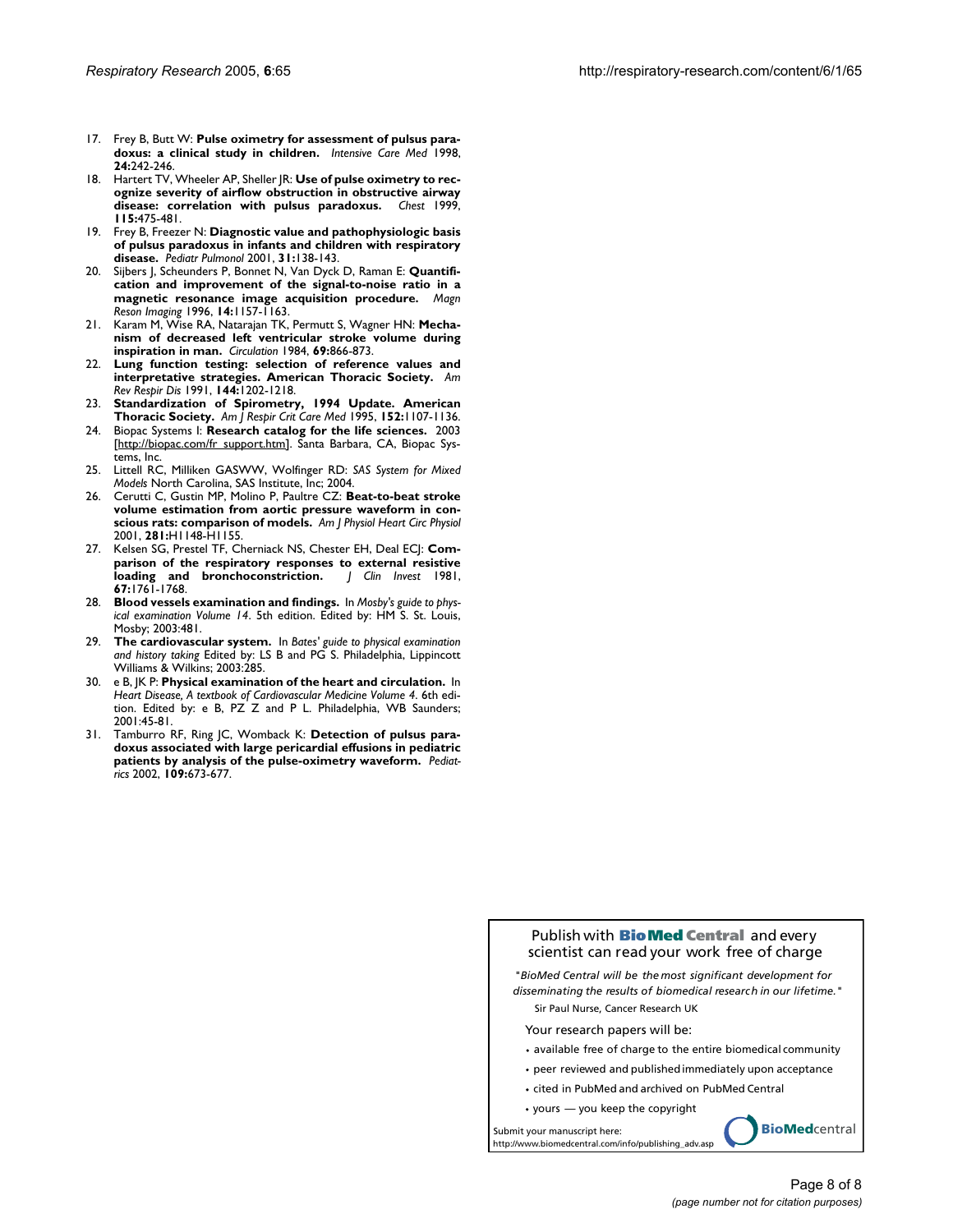17. Frey B, Butt W: **Pulse oximetry for assessment of pulsus paradoxus: a clinical study in children.** *Intensive Care Med* 1998, **24:**242-246.
18. Hartert TV, Wheeler AP, Sheller JR: **Use of pulse oximetry to recognize severity of airflow obstruction in obstructive airway disease: correlation with pulsus paradoxus.** *Chest* 1999, **115:**475-481.
19. Frey B, Freezer N: **Diagnostic value and pathophysiologic basis of pulsus paradoxus in infants and children with respiratory disease.** *Pediatr Pulmonol* 2001, **31:**138-143.
20. Sijbers J, Scheunders P, Bonnet N, Van Dyck D, Raman E: **Quantification and improvement of the signal-to-noise ratio in a magnetic resonance image acquisition procedure.** *Magn Reson Imaging* 1996, **14:**1157-1163.
21. Karam M, Wise RA, Natarajan TK, Permutt S, Wagner HN: **Mechanism of decreased left ventricular stroke volume during inspiration in man.** *Circulation* 1984, **69:**866-873.
22. **Lung function testing: selection of reference values and interpretative strategies. American Thoracic Society.** *Am Rev Respir Dis* 1991, **144:**1202-1218.
23. **Standardization of Spirometry, 1994 Update. American Thoracic Society.** *Am J Respir Crit Care Med* 1995, **152:**1107-1136.
24. Biopac Systems I: **Research catalog for the life sciences.** 2003 [http://biopac.com/fr_support.htm]. Santa Barbara, CA, Biopac Systems, Inc.
25. Littell RC, Milliken GASWW, Wolfinger RD: *SAS System for Mixed Models* North Carolina, SAS Institute, Inc; 2004.
26. Cerutti C, Gustin MP, Molino P, Paultre CZ: **Beat-to-beat stroke volume estimation from aortic pressure waveform in conscious rats: comparison of models.** *Am J Physiol Heart Circ Physiol* 2001, **281:**H1148-H1155.
27. Kelsen SG, Prestel TF, Cherniack NS, Chester EH, Deal ECJ: **Comparison of the respiratory responses to external resistive loading and bronchoconstriction.** *J Clin Invest* 1981, **67:**1761-1768.
28. **Blood vessels examination and findings.** In *Mosby's guide to physical examination Volume 14*. 5th edition. Edited by: HM S. St. Louis, Mosby; 2003:481.
29. **The cardiovascular system.** In *Bates' guide to physical examination and history taking* Edited by: LS B and PG S. Philadelphia, Lippincott Williams & Wilkins; 2003:285.
30. e B, JK P: **Physical examination of the heart and circulation.** In *Heart Disease, A textbook of Cardiovascular Medicine Volume 4*. 6th edition. Edited by: e B, PZ Z and P L. Philadelphia, WB Saunders; 2001:45-81.
31. Tamburro RF, Ring JC, Womback K: **Detection of pulsus paradoxus associated with large pericardial effusions in pediatric patients by analysis of the pulse-oximetry waveform.** *Pediatrics* 2002, **109:**673-677.

Publish with **BioMed Central** and every scientist can read your work free of charge

*"BioMed Central will be the most significant development for disseminating the results of biomedical research in our lifetime."*

Sir Paul Nurse, Cancer Research UK

Your research papers will be:

- available free of charge to the entire biomedical community
- peer reviewed and published immediately upon acceptance
- cited in PubMed and archived on PubMed Central
- yours — you keep the copyright

Submit your manuscript here:
http://www.biomedcentral.com/info/publishing_adv.asp

**BioMed**central